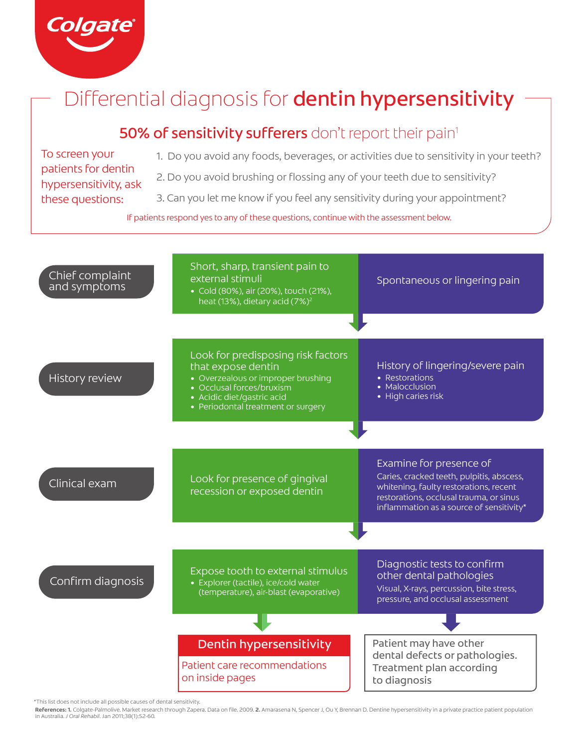Colgate

# Differential diagnosis for **dentin hypersensitivity**

## **50% of sensitivity sufferers** don't report their pain[1]

To screen your patients for dentin hypersensitivity, ask these questions:

1. Do you avoid any foods, beverages, or activities due to sensitivity in your teeth?
2. Do you avoid brushing or flossing any of your teeth due to sensitivity?
3. Can you let me know if you feel any sensitivity during your appointment?

If patients respond yes to any of these questions, continue with the assessment below.

### Chief complaint and symptoms

- **Short, sharp, transient pain to external stimuli**
  - Cold (80%), air (20%), touch (21%), heat (13%), dietary acid (7%)[2]
- **Spontaneous or lingering pain**

### History review

- **Look for predisposing risk factors that expose dentin**
  - Overzealous or improper brushing
  - Occlusal forces/bruxism
  - Acidic diet/gastric acid
  - Periodontal treatment or surgery
- **History of lingering/severe pain**
  - Restorations
  - Malocclusion
  - High caries risk

### Clinical exam

- **Look for presence of gingival recession or exposed dentin**
- **Examine for presence of**
  Caries, cracked teeth, pulpitis, abscess, whitening, faulty restorations, recent restorations, occlusal trauma, or sinus inflammation as a source of sensitivity*

### Confirm diagnosis

- **Expose tooth to external stimulus**
  - Explorer (tactile), ice/cold water (temperature), air-blast (evaporative)
- **Diagnostic tests to confirm other dental pathologies**
  Visual, X-rays, percussion, bite stress, pressure, and occlusal assessment

**Dentin hypersensitivity**

Patient care recommendations on inside pages

Patient may have other dental defects or pathologies. Treatment plan according to diagnosis

*This list does not include all possible causes of dental sensitivity.

**References: 1.** Colgate-Palmolive. Market research through Zapera. Data on file. 2009. **2.** Amarasena N, Spencer J, Ou Y, Brennan D. Dentine hypersensitivity in a private practice patient population in Australia. *J Oral Rehabil.* Jan 2011;38(1):52-60.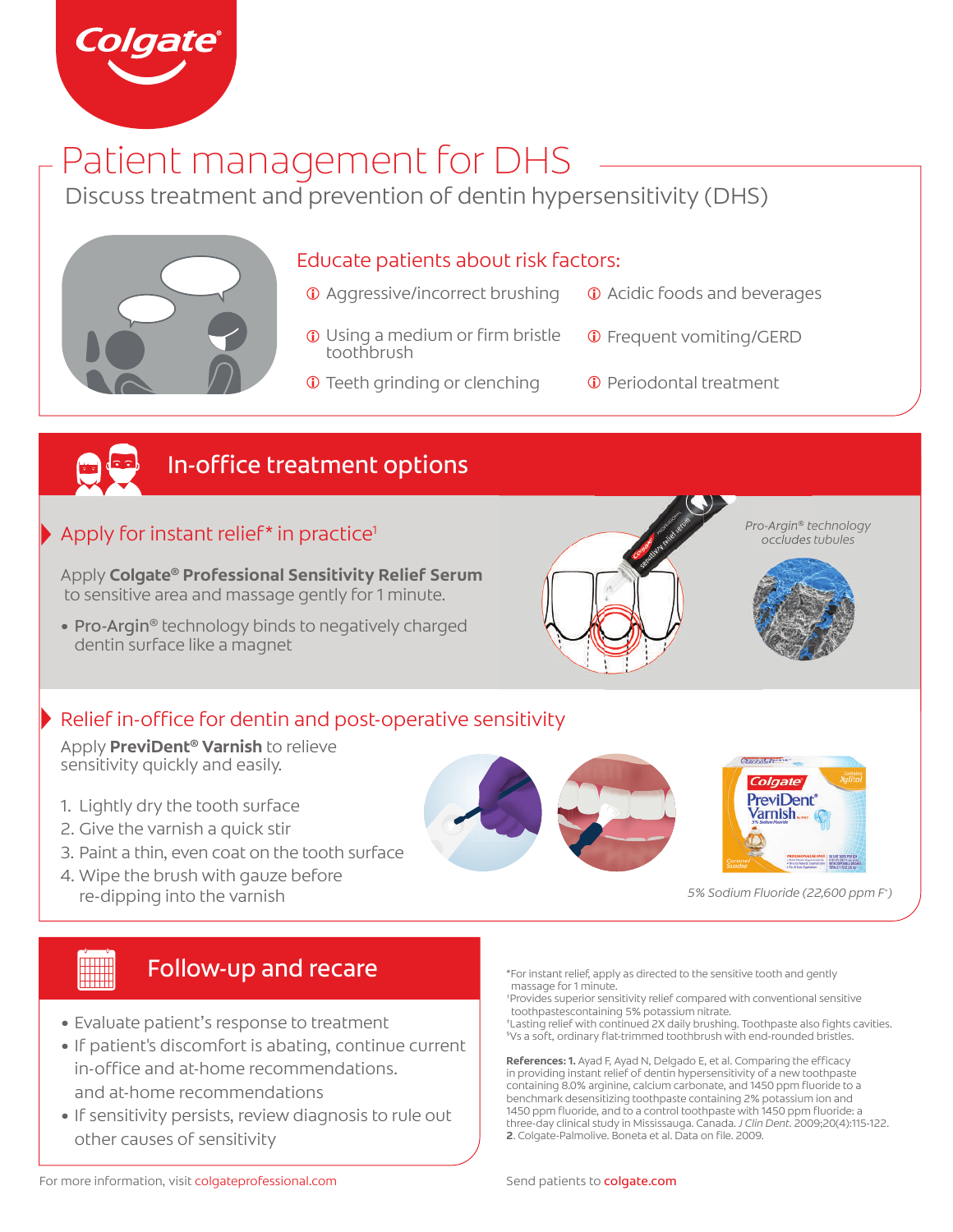# Patient management for DHS

Discuss treatment and prevention of dentin hypersensitivity (DHS)

## Educate patients about risk factors:

- Aggressive/incorrect brushing
- Using a medium or firm bristle toothbrush
- Teeth grinding or clenching
- Acidic foods and beverages
- Frequent vomiting/GERD
- Periodontal treatment

## In-office treatment options

### Apply for instant relief* in practice[1]

Apply **Colgate® Professional Sensitivity Relief Serum** to sensitive area and massage gently for 1 minute.

- **Pro-Argin®** technology binds to negatively charged dentin surface like a magnet

*Pro-Argin® technology occludes tubules*

### Relief in-office for dentin and post-operative sensitivity

Apply **PreviDent® Varnish** to relieve sensitivity quickly and easily.

1. Lightly dry the tooth surface
2. Give the varnish a quick stir
3. Paint a thin, even coat on the tooth surface
4. Wipe the brush with gauze before re-dipping into the varnish

*5% Sodium Fluoride (22,600 ppm F⁻)*

## Follow-up and recare

- Evaluate patient's response to treatment
- If patient's discomfort is abating, continue current in-office and at-home recommendations. and at-home recommendations
- If sensitivity persists, review diagnosis to rule out other causes of sensitivity

*For instant relief, apply as directed to the sensitive tooth and gently massage for 1 minute.
†Provides superior sensitivity relief compared with conventional sensitive toothpastescontaining 5% potassium nitrate.
‡Lasting relief with continued 2X daily brushing. Toothpaste also fights cavities.
§Vs a soft, ordinary flat-trimmed toothbrush with end-rounded bristles.

**References: 1.** Ayad F, Ayad N, Delgado E, et al. Comparing the efficacy in providing instant relief of dentin hypersensitivity of a new toothpaste containing 8.0% arginine, calcium carbonate, and 1450 ppm fluoride to a benchmark desensitizing toothpaste containing 2% potassium ion and 1450 ppm fluoride, and to a control toothpaste with 1450 ppm fluoride: a three-day clinical study in Mississauga. Canada. *J Clin Dent*. 2009;20(4):115-122. **2.** Colgate-Palmolive. Boneta et al. Data on file. 2009.

For more information, visit colgateprofessional.com

Send patients to colgate.com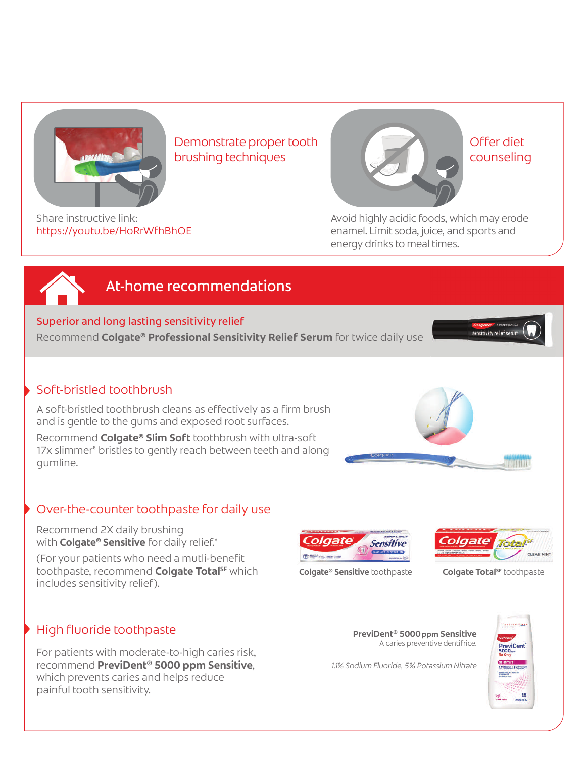### Demonstrate proper tooth brushing techniques

Share instructive link:
https://youtu.be/HoRrWfhBhOE

### Offer diet counseling

Avoid highly acidic foods, which may erode enamel. Limit soda, juice, and sports and energy drinks to meal times.

## At-home recommendations

**Superior and long lasting sensitivity relief**

Recommend **Colgate® Professional Sensitivity Relief Serum** for twice daily use

### Soft-bristled toothbrush

A soft-bristled toothbrush cleans as effectively as a firm brush and is gentle to the gums and exposed root surfaces.

Recommend **Colgate® Slim Soft** toothbrush with ultra-soft 17x slimmer[§] bristles to gently reach between teeth and along gumline.

### Over-the-counter toothpaste for daily use

Recommend 2X daily brushing with **Colgate® Sensitive** for daily relief.[†]

(For your patients who need a mutli-benefit toothpaste, recommend **Colgate Total[SF]** which includes sensitivity relief).

**Colgate® Sensitive** toothpaste

**Colgate Total[SF]** toothpaste

### High fluoride toothpaste

For patients with moderate-to-high caries risk, recommend **PreviDent® 5000 ppm Sensitive**, which prevents caries and helps reduce painful tooth sensitivity.

**PreviDent® 5000 ppm Sensitive**
A caries preventive dentifrice.

*1.1% Sodium Fluoride, 5% Potassium Nitrate*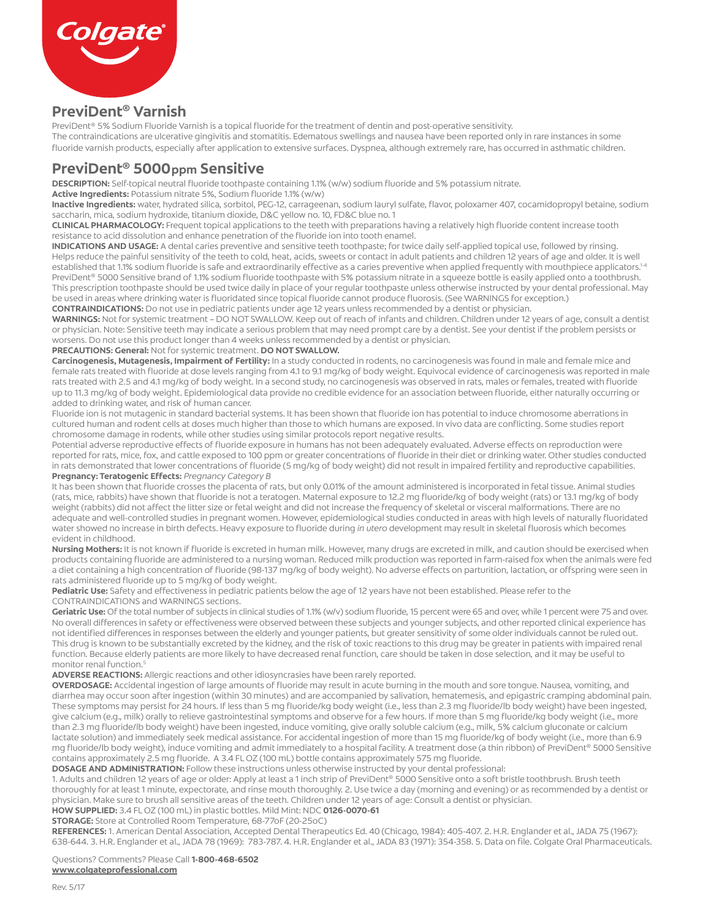## PreviDent® Varnish

PreviDent® 5% Sodium Fluoride Varnish is a topical fluoride for the treatment of dentin and post-operative sensitivity.
The contraindications are ulcerative gingivitis and stomatitis. Edematous swellings and nausea have been reported only in rare instances in some fluoride varnish products, especially after application to extensive surfaces. Dyspnea, although extremely rare, has occurred in asthmatic children.

## PreviDent® 5000ppm Sensitive

**DESCRIPTION:** Self-topical neutral fluoride toothpaste containing 1.1% (w/w) sodium fluoride and 5% potassium nitrate.
**Active Ingredients:** Potassium nitrate 5%, Sodium fluoride 1.1% (w/w)
**Inactive Ingredients:** water, hydrated silica, sorbitol, PEG-12, carrageenan, sodium lauryl sulfate, flavor, poloxamer 407, cocamidopropyl betaine, sodium saccharin, mica, sodium hydroxide, titanium dioxide, D&C yellow no. 10, FD&C blue no. 1
**CLINICAL PHARMACOLOGY:** Frequent topical applications to the teeth with preparations having a relatively high fluoride content increase tooth resistance to acid dissolution and enhance penetration of the fluoride ion into tooth enamel.
**INDICATIONS AND USAGE:** A dental caries preventive and sensitive teeth toothpaste; for twice daily self-applied topical use, followed by rinsing. Helps reduce the painful sensitivity of the teeth to cold, heat, acids, sweets or contact in adult patients and children 12 years of age and older. It is well established that 1.1% sodium fluoride is safe and extraordinarily effective as a caries preventive when applied frequently with mouthpiece applicators.[1-4] PreviDent® 5000 Sensitive brand of 1.1% sodium fluoride toothpaste with 5% potassium nitrate in a squeeze bottle is easily applied onto a toothbrush. This prescription toothpaste should be used twice daily in place of your regular toothpaste unless otherwise instructed by your dental professional. May be used in areas where drinking water is fluoridated since topical fluoride cannot produce fluorosis. (See WARNINGS for exception.)
**CONTRAINDICATIONS:** Do not use in pediatric patients under age 12 years unless recommended by a dentist or physician.
**WARNINGS:** Not for systemic treatment – DO NOT SWALLOW. Keep out of reach of infants and children. Children under 12 years of age, consult a dentist or physician. Note: Sensitive teeth may indicate a serious problem that may need prompt care by a dentist. See your dentist if the problem persists or worsens. Do not use this product longer than 4 weeks unless recommended by a dentist or physician.
**PRECAUTIONS: General:** Not for systemic treatment. **DO NOT SWALLOW.**
**Carcinogenesis, Mutagenesis, Impairment of Fertility:** In a study conducted in rodents, no carcinogenesis was found in male and female mice and female rats treated with fluoride at dose levels ranging from 4.1 to 9.1 mg/kg of body weight. Equivocal evidence of carcinogenesis was reported in male rats treated with 2.5 and 4.1 mg/kg of body weight. In a second study, no carcinogenesis was observed in rats, males or females, treated with fluoride up to 11.3 mg/kg of body weight. Epidemiological data provide no credible evidence for an association between fluoride, either naturally occurring or added to drinking water, and risk of human cancer.
Fluoride ion is not mutagenic in standard bacterial systems. It has been shown that fluoride ion has potential to induce chromosome aberrations in cultured human and rodent cells at doses much higher than those to which humans are exposed. In vivo data are conflicting. Some studies report chromosome damage in rodents, while other studies using similar protocols report negative results.
Potential adverse reproductive effects of fluoride exposure in humans has not been adequately evaluated. Adverse effects on reproduction were reported for rats, mice, fox, and cattle exposed to 100 ppm or greater concentrations of fluoride in their diet or drinking water. Other studies conducted in rats demonstrated that lower concentrations of fluoride (5 mg/kg of body weight) did not result in impaired fertility and reproductive capabilities.
**Pregnancy: Teratogenic Effects:** *Pregnancy Category B*
It has been shown that fluoride crosses the placenta of rats, but only 0.01% of the amount administered is incorporated in fetal tissue. Animal studies (rats, mice, rabbits) have shown that fluoride is not a teratogen. Maternal exposure to 12.2 mg fluoride/kg of body weight (rats) or 13.1 mg/kg of body weight (rabbits) did not affect the litter size or fetal weight and did not increase the frequency of skeletal or visceral malformations. There are no adequate and well-controlled studies in pregnant women. However, epidemiological studies conducted in areas with high levels of naturally fluoridated water showed no increase in birth defects. Heavy exposure to fluoride during *in utero* development may result in skeletal fluorosis which becomes evident in childhood.
**Nursing Mothers:** It is not known if fluoride is excreted in human milk. However, many drugs are excreted in milk, and caution should be exercised when products containing fluoride are administered to a nursing woman. Reduced milk production was reported in farm-raised fox when the animals were fed a diet containing a high concentration of fluoride (98-137 mg/kg of body weight). No adverse effects on parturition, lactation, or offspring were seen in rats administered fluoride up to 5 mg/kg of body weight.
**Pediatric Use:** Safety and effectiveness in pediatric patients below the age of 12 years have not been established. Please refer to the CONTRAINDICATIONS and WARNINGS sections.
**Geriatric Use:** Of the total number of subjects in clinical studies of 1.1% (w/v) sodium fluoride, 15 percent were 65 and over, while 1 percent were 75 and over. No overall differences in safety or effectiveness were observed between these subjects and younger subjects, and other reported clinical experience has not identified differences in responses between the elderly and younger patients, but greater sensitivity of some older individuals cannot be ruled out. This drug is known to be substantially excreted by the kidney, and the risk of toxic reactions to this drug may be greater in patients with impaired renal function. Because elderly patients are more likely to have decreased renal function, care should be taken in dose selection, and it may be useful to monitor renal function.[5]
**ADVERSE REACTIONS:** Allergic reactions and other idiosyncrasies have been rarely reported.
**OVERDOSAGE:** Accidental ingestion of large amounts of fluoride may result in acute burning in the mouth and sore tongue. Nausea, vomiting, and diarrhea may occur soon after ingestion (within 30 minutes) and are accompanied by salivation, hematemesis, and epigastric cramping abdominal pain. These symptoms may persist for 24 hours. If less than 5 mg fluoride/kg body weight (i.e., less than 2.3 mg fluoride/lb body weight) have been ingested, give calcium (e.g., milk) orally to relieve gastrointestinal symptoms and observe for a few hours. If more than 5 mg fluoride/kg body weight (i.e., more than 2.3 mg fluoride/lb body weight) have been ingested, induce vomiting, give orally soluble calcium (e.g., milk, 5% calcium gluconate or calcium lactate solution) and immediately seek medical assistance. For accidental ingestion of more than 15 mg fluoride/kg of body weight (i.e., more than 6.9 mg fluoride/lb body weight), induce vomiting and admit immediately to a hospital facility. A treatment dose (a thin ribbon) of PreviDent® 5000 Sensitive contains approximately 2.5 mg fluoride. A 3.4 FL OZ (100 mL) bottle contains approximately 575 mg fluoride.
**DOSAGE AND ADMINISTRATION:** Follow these instructions unless otherwise instructed by your dental professional:
1. Adults and children 12 years of age or older: Apply at least a 1 inch strip of PreviDent® 5000 Sensitive onto a soft bristle toothbrush. Brush teeth thoroughly for at least 1 minute, expectorate, and rinse mouth thoroughly. 2. Use twice a day (morning and evening) or as recommended by a dentist or physician. Make sure to brush all sensitive areas of the teeth. Children under 12 years of age: Consult a dentist or physician.
**HOW SUPPLIED:** 3.4 FL OZ (100 mL) in plastic bottles. Mild Mint: NDC **0126-0070-61**
**STORAGE:** Store at Controlled Room Temperature, 68-77oF (20-25oC)
**REFERENCES:** 1. American Dental Association, Accepted Dental Therapeutics Ed. 40 (Chicago, 1984): 405-407. 2. H.R. Englander et al., JADA 75 (1967): 638-644. 3. H.R. Englander et al., JADA 78 (1969): 783-787. 4. H.R. Englander et al., JADA 83 (1971): 354-358. 5. Data on file. Colgate Oral Pharmaceuticals.

Questions? Comments? Please Call **1-800-468-6502**
**www.colgateprofessional.com**

Rev. 5/17